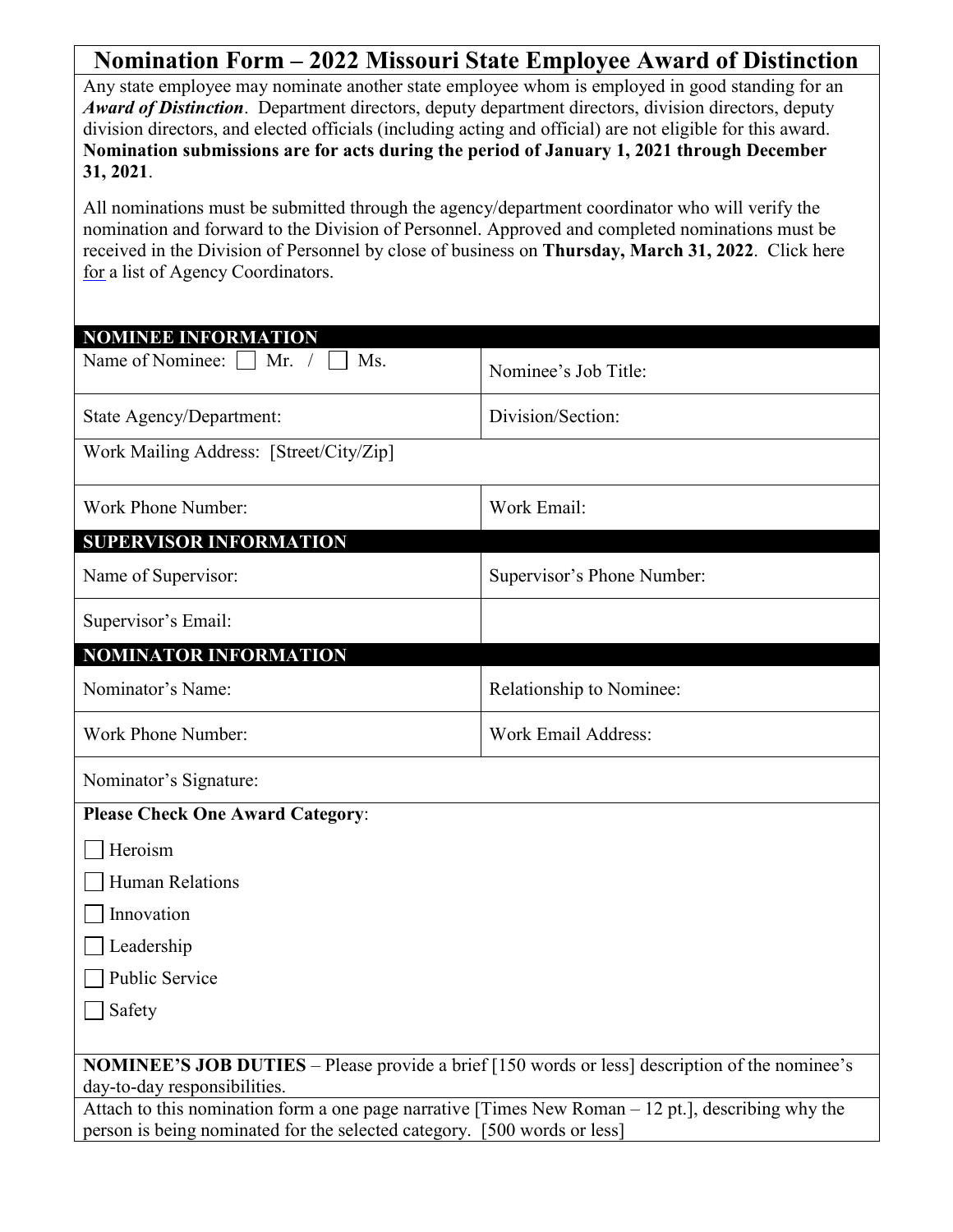# Nomination Form – 2022 Missouri State Employee Award of Distinction

Any state employee may nominate another state employee whom is employed in good standing for an ***Award of Distinction***. Department directors, deputy department directors, division directors, deputy division directors, and elected officials (including acting and official) are not eligible for this award. **Nomination submissions are for acts during the period of January 1, 2021 through December 31, 2021**.

All nominations must be submitted through the agency/department coordinator who will verify the nomination and forward to the Division of Personnel. Approved and completed nominations must be received in the Division of Personnel by close of business on **Thursday, March 31, 2022**. Click here for a list of Agency Coordinators.

| **NOMINEE INFORMATION** | |
|---|---|
| Name of Nominee: ☐ Mr. / ☐ Ms. | Nominee's Job Title: |
| State Agency/Department: | Division/Section: |
| Work Mailing Address: [Street/City/Zip] | |
| Work Phone Number: | Work Email: |
| **SUPERVISOR INFORMATION** | |
| Name of Supervisor: | Supervisor's Phone Number: |
| Supervisor's Email: | |
| **NOMINATOR INFORMATION** | |
| Nominator's Name: | Relationship to Nominee: |
| Work Phone Number: | Work Email Address: |
| Nominator's Signature: | |

**Please Check One Award Category**:

- ☐ Heroism
- ☐ Human Relations
- ☐ Innovation
- ☐ Leadership
- ☐ Public Service
- ☐ Safety

**NOMINEE'S JOB DUTIES** – Please provide a brief [150 words or less] description of the nominee's day-to-day responsibilities.

Attach to this nomination form a one page narrative [Times New Roman – 12 pt.], describing why the person is being nominated for the selected category. [500 words or less]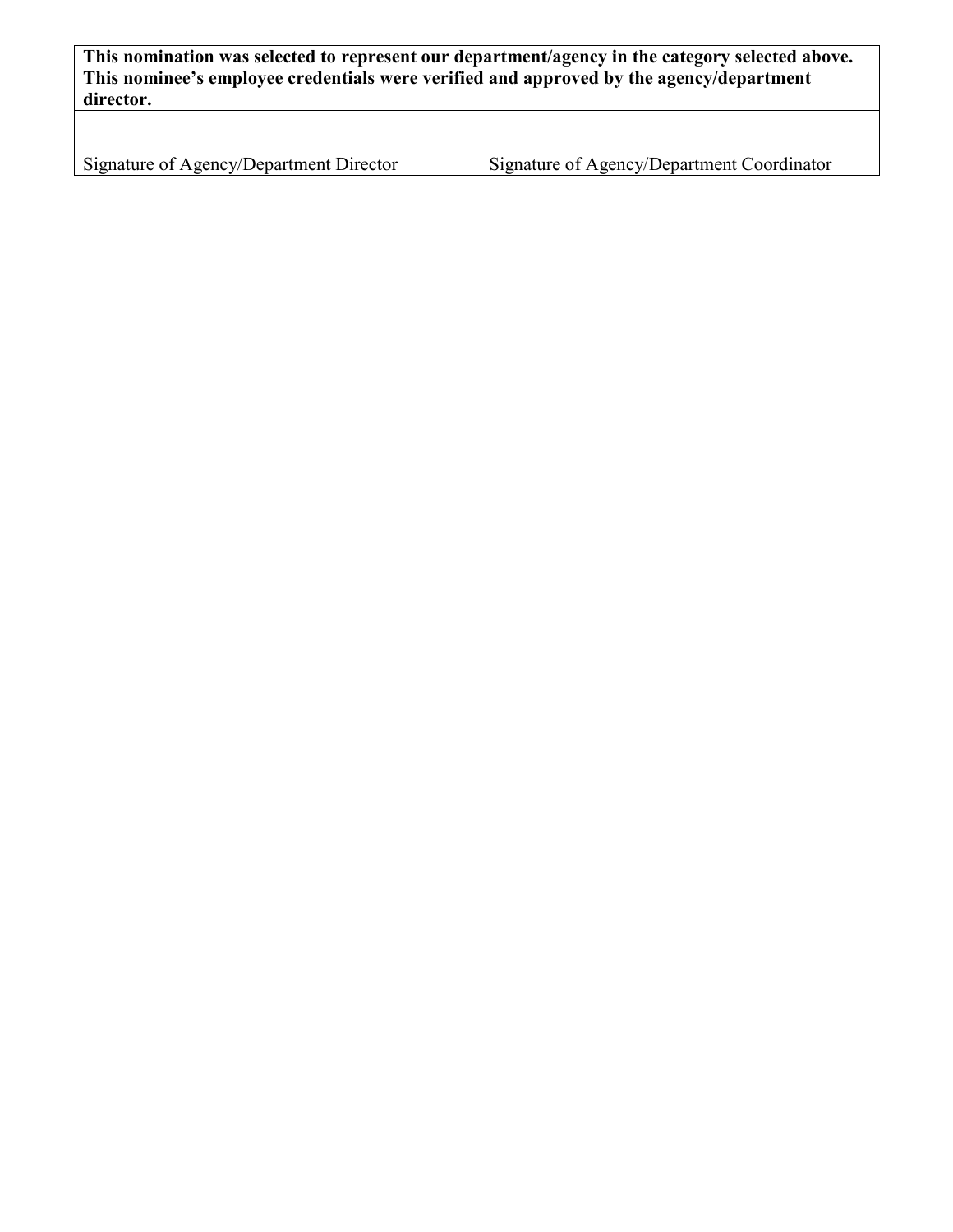| **This nomination was selected to represent our department/agency in the category selected above. This nominee's employee credentials were verified and approved by the agency/department director.** | |
|---|---|
| Signature of Agency/Department Director | Signature of Agency/Department Coordinator |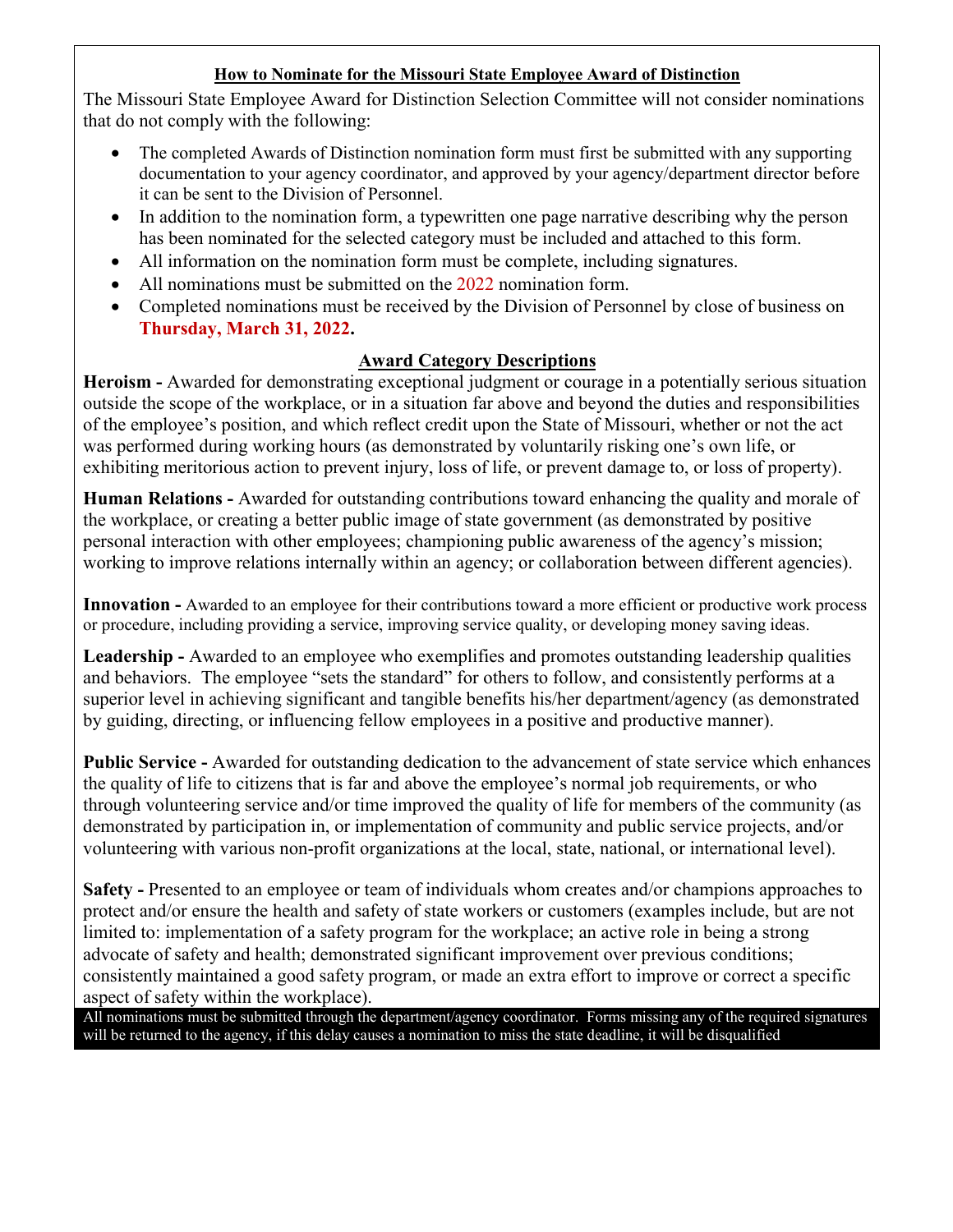## How to Nominate for the Missouri State Employee Award of Distinction

The Missouri State Employee Award for Distinction Selection Committee will not consider nominations that do not comply with the following:

- The completed Awards of Distinction nomination form must first be submitted with any supporting documentation to your agency coordinator, and approved by your agency/department director before it can be sent to the Division of Personnel.
- In addition to the nomination form, a typewritten one page narrative describing why the person has been nominated for the selected category must be included and attached to this form.
- All information on the nomination form must be complete, including signatures.
- All nominations must be submitted on the 2022 nomination form.
- Completed nominations must be received by the Division of Personnel by close of business on **Thursday, March 31, 2022.**

## Award Category Descriptions

**Heroism -** Awarded for demonstrating exceptional judgment or courage in a potentially serious situation outside the scope of the workplace, or in a situation far above and beyond the duties and responsibilities of the employee's position, and which reflect credit upon the State of Missouri, whether or not the act was performed during working hours (as demonstrated by voluntarily risking one's own life, or exhibiting meritorious action to prevent injury, loss of life, or prevent damage to, or loss of property).

**Human Relations -** Awarded for outstanding contributions toward enhancing the quality and morale of the workplace, or creating a better public image of state government (as demonstrated by positive personal interaction with other employees; championing public awareness of the agency's mission; working to improve relations internally within an agency; or collaboration between different agencies).

**Innovation -** Awarded to an employee for their contributions toward a more efficient or productive work process or procedure, including providing a service, improving service quality, or developing money saving ideas.

**Leadership -** Awarded to an employee who exemplifies and promotes outstanding leadership qualities and behaviors. The employee "sets the standard" for others to follow, and consistently performs at a superior level in achieving significant and tangible benefits his/her department/agency (as demonstrated by guiding, directing, or influencing fellow employees in a positive and productive manner).

**Public Service -** Awarded for outstanding dedication to the advancement of state service which enhances the quality of life to citizens that is far and above the employee's normal job requirements, or who through volunteering service and/or time improved the quality of life for members of the community (as demonstrated by participation in, or implementation of community and public service projects, and/or volunteering with various non-profit organizations at the local, state, national, or international level).

**Safety -** Presented to an employee or team of individuals whom creates and/or champions approaches to protect and/or ensure the health and safety of state workers or customers (examples include, but are not limited to: implementation of a safety program for the workplace; an active role in being a strong advocate of safety and health; demonstrated significant improvement over previous conditions; consistently maintained a good safety program, or made an extra effort to improve or correct a specific aspect of safety within the workplace).

All nominations must be submitted through the department/agency coordinator. Forms missing any of the required signatures will be returned to the agency, if this delay causes a nomination to miss the state deadline, it will be disqualified